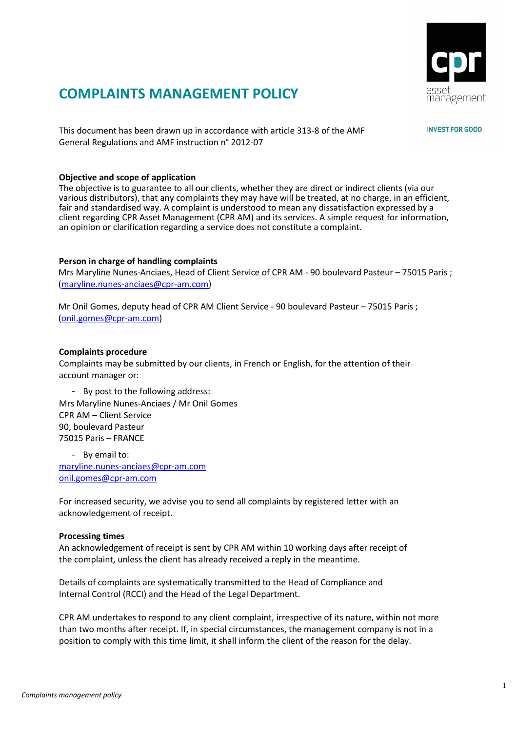# COMPLAINTS MANAGEMENT POLICY

This document has been drawn up in accordance with article 313-8 of the AMF General Regulations and AMF instruction n° 2012-07

### Objective and scope of application

The objective is to guarantee to all our clients, whether they are direct or indirect clients (via our various distributors), that any complaints they may have will be treated, at no charge, in an efficient, fair and standardised way. A complaint is understood to mean any dissatisfaction expressed by a client regarding CPR Asset Management (CPR AM) and its services. A simple request for information, an opinion or clarification regarding a service does not constitute a complaint.

### Person in charge of handling complaints

Mrs Maryline Nunes-Anciaes, Head of Client Service of CPR AM - 90 boulevard Pasteur – 75015 Paris ; (maryline.nunes-anciaes@cpr-am.com)

Mr Onil Gomes, deputy head of CPR AM Client Service - 90 boulevard Pasteur – 75015 Paris ; (onil.gomes@cpr-am.com)

### Complaints procedure

Complaints may be submitted by our clients, in French or English, for the attention of their account manager or:

- By post to the following address:

Mrs Maryline Nunes-Anciaes / Mr Onil Gomes
CPR AM – Client Service
90, boulevard Pasteur
75015 Paris – FRANCE

- By email to:

maryline.nunes-anciaes@cpr-am.com
onil.gomes@cpr-am.com

For increased security, we advise you to send all complaints by registered letter with an acknowledgement of receipt.

### Processing times

An acknowledgement of receipt is sent by CPR AM within 10 working days after receipt of the complaint, unless the client has already received a reply in the meantime.

Details of complaints are systematically transmitted to the Head of Compliance and Internal Control (RCCI) and the Head of the Legal Department.

CPR AM undertakes to respond to any client complaint, irrespective of its nature, within not more than two months after receipt. If, in special circumstances, the management company is not in a position to comply with this time limit, it shall inform the client of the reason for the delay.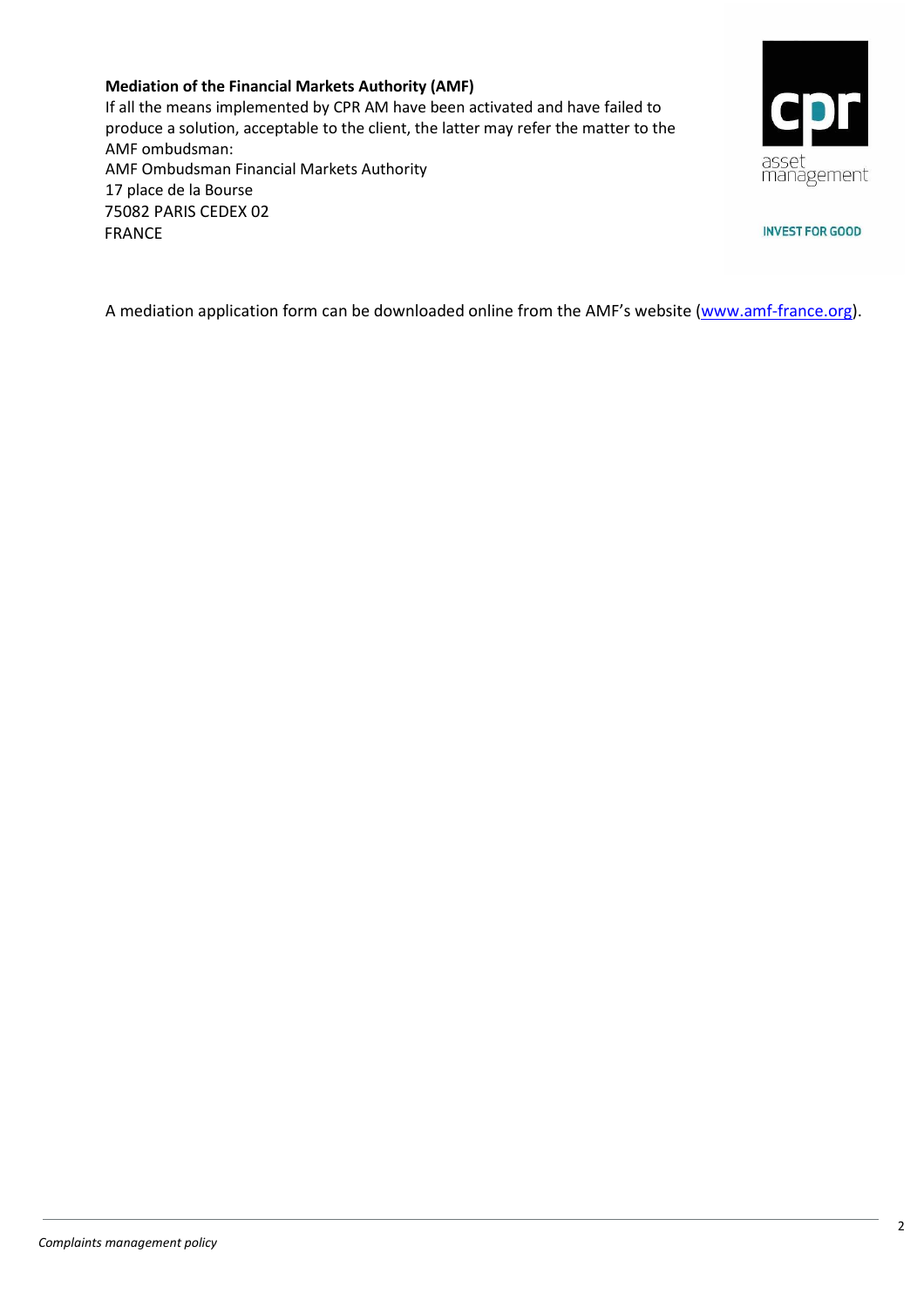**Mediation of the Financial Markets Authority (AMF)**

If all the means implemented by CPR AM have been activated and have failed to produce a solution, acceptable to the client, the latter may refer the matter to the AMF ombudsman:

AMF Ombudsman Financial Markets Authority
17 place de la Bourse
75082 PARIS CEDEX 02
FRANCE

A mediation application form can be downloaded online from the AMF's website (www.amf-france.org).